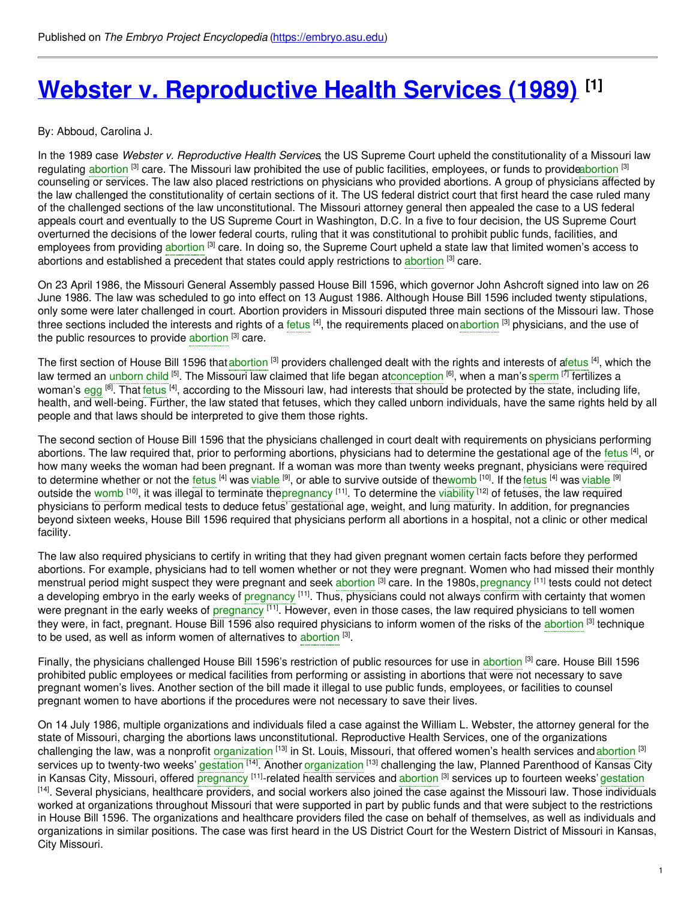Published on *The Embryo Project Encyclopedia* (https://embryo.asu.edu)

# Webster v. Reproductive Health Services (1989) [1]

By: Abboud, Carolina J.

In the 1989 case *Webster v. Reproductive Health Services*, the US Supreme Court upheld the constitutionality of a Missouri law regulating abortion [3] care. The Missouri law prohibited the use of public facilities, employees, or funds to provide abortion [3] counseling or services. The law also placed restrictions on physicians who provided abortions. A group of physicians affected by the law challenged the constitutionality of certain sections of it. The US federal district court that first heard the case ruled many of the challenged sections of the law unconstitutional. The Missouri attorney general then appealed the case to a US federal appeals court and eventually to the US Supreme Court in Washington, D.C. In a five to four decision, the US Supreme Court overturned the decisions of the lower federal courts, ruling that it was constitutional to prohibit public funds, facilities, and employees from providing abortion [3] care. In doing so, the Supreme Court upheld a state law that limited women's access to abortions and established a precedent that states could apply restrictions to abortion [3] care.

On 23 April 1986, the Missouri General Assembly passed House Bill 1596, which governor John Ashcroft signed into law on 26 June 1986. The law was scheduled to go into effect on 13 August 1986. Although House Bill 1596 included twenty stipulations, only some were later challenged in court. Abortion providers in Missouri disputed three main sections of the Missouri law. Those three sections included the interests and rights of a fetus [4], the requirements placed on abortion [3] physicians, and the use of the public resources to provide abortion [3] care.

The first section of House Bill 1596 that abortion [3] providers challenged dealt with the rights and interests of a fetus [4], which the law termed an unborn child [5]. The Missouri law claimed that life began at conception [6], when a man's sperm [7] fertilizes a woman's egg [8]. That fetus [4], according to the Missouri law, had interests that should be protected by the state, including life, health, and well-being. Further, the law stated that fetuses, which they called unborn individuals, have the same rights held by all people and that laws should be interpreted to give them those rights.

The second section of House Bill 1596 that the physicians challenged in court dealt with requirements on physicians performing abortions. The law required that, prior to performing abortions, physicians had to determine the gestational age of the fetus [4], or how many weeks the woman had been pregnant. If a woman was more than twenty weeks pregnant, physicians were required to determine whether or not the fetus [4] was viable [9], or able to survive outside of the womb [10]. If the fetus [4] was viable [9] outside the womb [10], it was illegal to terminate the pregnancy [11]. To determine the viability [12] of fetuses, the law required physicians to perform medical tests to deduce fetus' gestational age, weight, and lung maturity. In addition, for pregnancies beyond sixteen weeks, House Bill 1596 required that physicians perform all abortions in a hospital, not a clinic or other medical facility.

The law also required physicians to certify in writing that they had given pregnant women certain facts before they performed abortions. For example, physicians had to tell women whether or not they were pregnant. Women who had missed their monthly menstrual period might suspect they were pregnant and seek abortion [3] care. In the 1980s, pregnancy [11] tests could not detect a developing embryo in the early weeks of pregnancy [11]. Thus, physicians could not always confirm with certainty that women were pregnant in the early weeks of pregnancy [11]. However, even in those cases, the law required physicians to tell women they were, in fact, pregnant. House Bill 1596 also required physicians to inform women of the risks of the abortion [3] technique to be used, as well as inform women of alternatives to abortion [3].

Finally, the physicians challenged House Bill 1596's restriction of public resources for use in abortion [3] care. House Bill 1596 prohibited public employees or medical facilities from performing or assisting in abortions that were not necessary to save pregnant women's lives. Another section of the bill made it illegal to use public funds, employees, or facilities to counsel pregnant women to have abortions if the procedures were not necessary to save their lives.

On 14 July 1986, multiple organizations and individuals filed a case against the William L. Webster, the attorney general for the state of Missouri, charging the abortions laws unconstitutional. Reproductive Health Services, one of the organizations challenging the law, was a nonprofit organization [13] in St. Louis, Missouri, that offered women's health services and abortion [3] services up to twenty-two weeks' gestation [14]. Another organization [13] challenging the law, Planned Parenthood of Kansas City in Kansas City, Missouri, offered pregnancy [11]-related health services and abortion [3] services up to fourteen weeks' gestation [14]. Several physicians, healthcare providers, and social workers also joined the case against the Missouri law. Those individuals worked at organizations throughout Missouri that were supported in part by public funds and that were subject to the restrictions in House Bill 1596. The organizations and healthcare providers filed the case on behalf of themselves, as well as individuals and organizations in similar positions. The case was first heard in the US District Court for the Western District of Missouri in Kansas, City Missouri.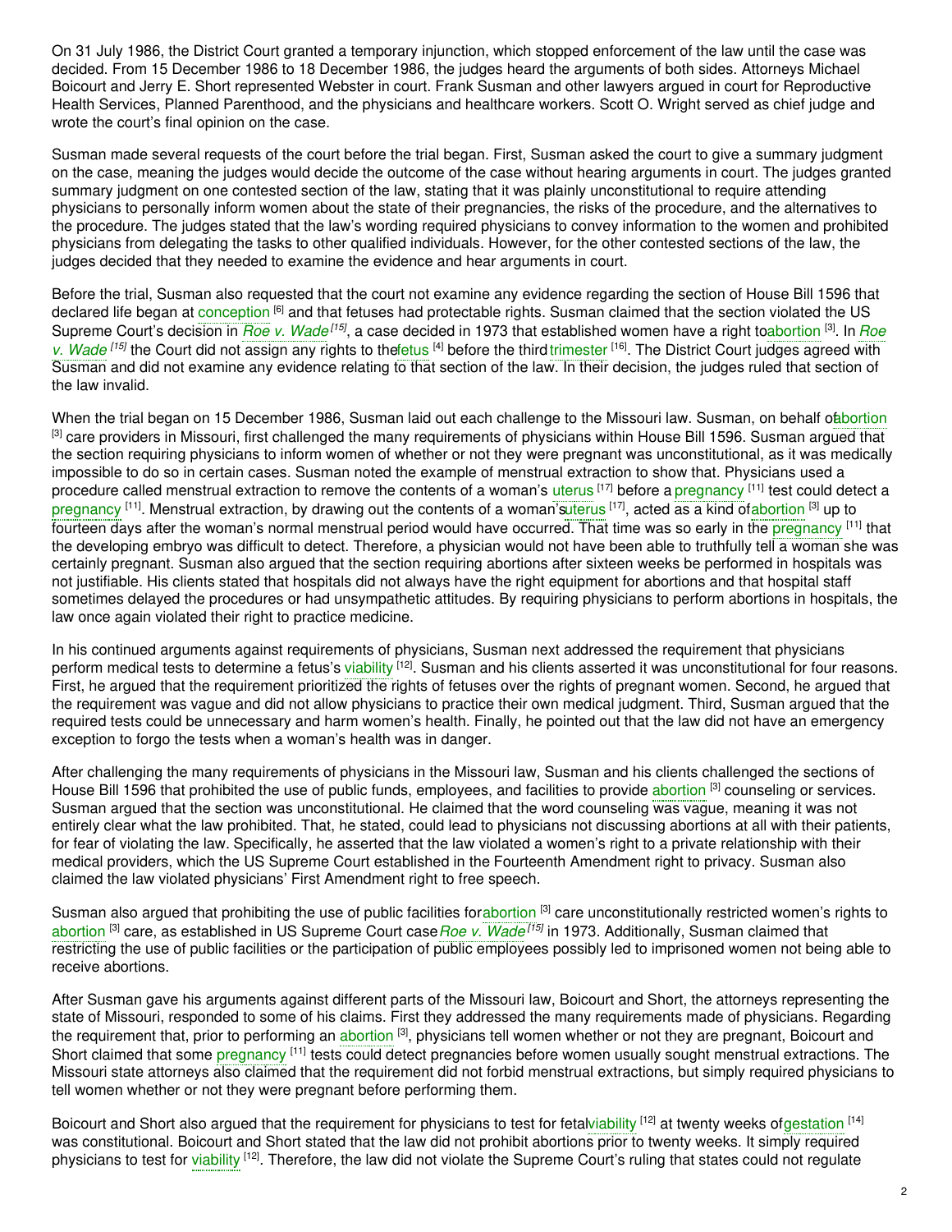On 31 July 1986, the District Court granted a temporary injunction, which stopped enforcement of the law until the case was decided. From 15 December 1986 to 18 December 1986, the judges heard the arguments of both sides. Attorneys Michael Boicourt and Jerry E. Short represented Webster in court. Frank Susman and other lawyers argued in court for Reproductive Health Services, Planned Parenthood, and the physicians and healthcare workers. Scott O. Wright served as chief judge and wrote the court's final opinion on the case.

Susman made several requests of the court before the trial began. First, Susman asked the court to give a summary judgment on the case, meaning the judges would decide the outcome of the case without hearing arguments in court. The judges granted summary judgment on one contested section of the law, stating that it was plainly unconstitutional to require attending physicians to personally inform women about the state of their pregnancies, the risks of the procedure, and the alternatives to the procedure. The judges stated that the law's wording required physicians to convey information to the women and prohibited physicians from delegating the tasks to other qualified individuals. However, for the other contested sections of the law, the judges decided that they needed to examine the evidence and hear arguments in court.

Before the trial, Susman also requested that the court not examine any evidence regarding the section of House Bill 1596 that declared life began at conception [6] and that fetuses had protectable rights. Susman claimed that the section violated the US Supreme Court's decision in *Roe v. Wade* [15], a case decided in 1973 that established women have a right to abortion [3]. In *Roe v. Wade* [15] the Court did not assign any rights to the fetus [4] before the third trimester [16]. The District Court judges agreed with Susman and did not examine any evidence relating to that section of the law. In their decision, the judges ruled that section of the law invalid.

When the trial began on 15 December 1986, Susman laid out each challenge to the Missouri law. Susman, on behalf of abortion [3] care providers in Missouri, first challenged the many requirements of physicians within House Bill 1596. Susman argued that the section requiring physicians to inform women of whether or not they were pregnant was unconstitutional, as it was medically impossible to do so in certain cases. Susman noted the example of menstrual extraction to show that. Physicians used a procedure called menstrual extraction to remove the contents of a woman's uterus [17] before a pregnancy [11] test could detect a pregnancy [11]. Menstrual extraction, by drawing out the contents of a woman's uterus [17], acted as a kind of abortion [3] up to fourteen days after the woman's normal menstrual period would have occurred. That time was so early in the pregnancy [11] that the developing embryo was difficult to detect. Therefore, a physician would not have been able to truthfully tell a woman she was certainly pregnant. Susman also argued that the section requiring abortions after sixteen weeks be performed in hospitals was not justifiable. His clients stated that hospitals did not always have the right equipment for abortions and that hospital staff sometimes delayed the procedures or had unsympathetic attitudes. By requiring physicians to perform abortions in hospitals, the law once again violated their right to practice medicine.

In his continued arguments against requirements of physicians, Susman next addressed the requirement that physicians perform medical tests to determine a fetus's viability [12]. Susman and his clients asserted it was unconstitutional for four reasons. First, he argued that the requirement prioritized the rights of fetuses over the rights of pregnant women. Second, he argued that the requirement was vague and did not allow physicians to practice their own medical judgment. Third, Susman argued that the required tests could be unnecessary and harm women's health. Finally, he pointed out that the law did not have an emergency exception to forgo the tests when a woman's health was in danger.

After challenging the many requirements of physicians in the Missouri law, Susman and his clients challenged the sections of House Bill 1596 that prohibited the use of public funds, employees, and facilities to provide abortion [3] counseling or services. Susman argued that the section was unconstitutional. He claimed that the word counseling was vague, meaning it was not entirely clear what the law prohibited. That, he stated, could lead to physicians not discussing abortions at all with their patients, for fear of violating the law. Specifically, he asserted that the law violated a women's right to a private relationship with their medical providers, which the US Supreme Court established in the Fourteenth Amendment right to privacy. Susman also claimed the law violated physicians' First Amendment right to free speech.

Susman also argued that prohibiting the use of public facilities for abortion [3] care unconstitutionally restricted women's rights to abortion [3] care, as established in US Supreme Court case *Roe v. Wade* [15] in 1973. Additionally, Susman claimed that restricting the use of public facilities or the participation of public employees possibly led to imprisoned women not being able to receive abortions.

After Susman gave his arguments against different parts of the Missouri law, Boicourt and Short, the attorneys representing the state of Missouri, responded to some of his claims. First they addressed the many requirements made of physicians. Regarding the requirement that, prior to performing an abortion [3], physicians tell women whether or not they are pregnant, Boicourt and Short claimed that some pregnancy [11] tests could detect pregnancies before women usually sought menstrual extractions. The Missouri state attorneys also claimed that the requirement did not forbid menstrual extractions, but simply required physicians to tell women whether or not they were pregnant before performing them.

Boicourt and Short also argued that the requirement for physicians to test for fetal viability [12] at twenty weeks of gestation [14] was constitutional. Boicourt and Short stated that the law did not prohibit abortions prior to twenty weeks. It simply required physicians to test for viability [12]. Therefore, the law did not violate the Supreme Court's ruling that states could not regulate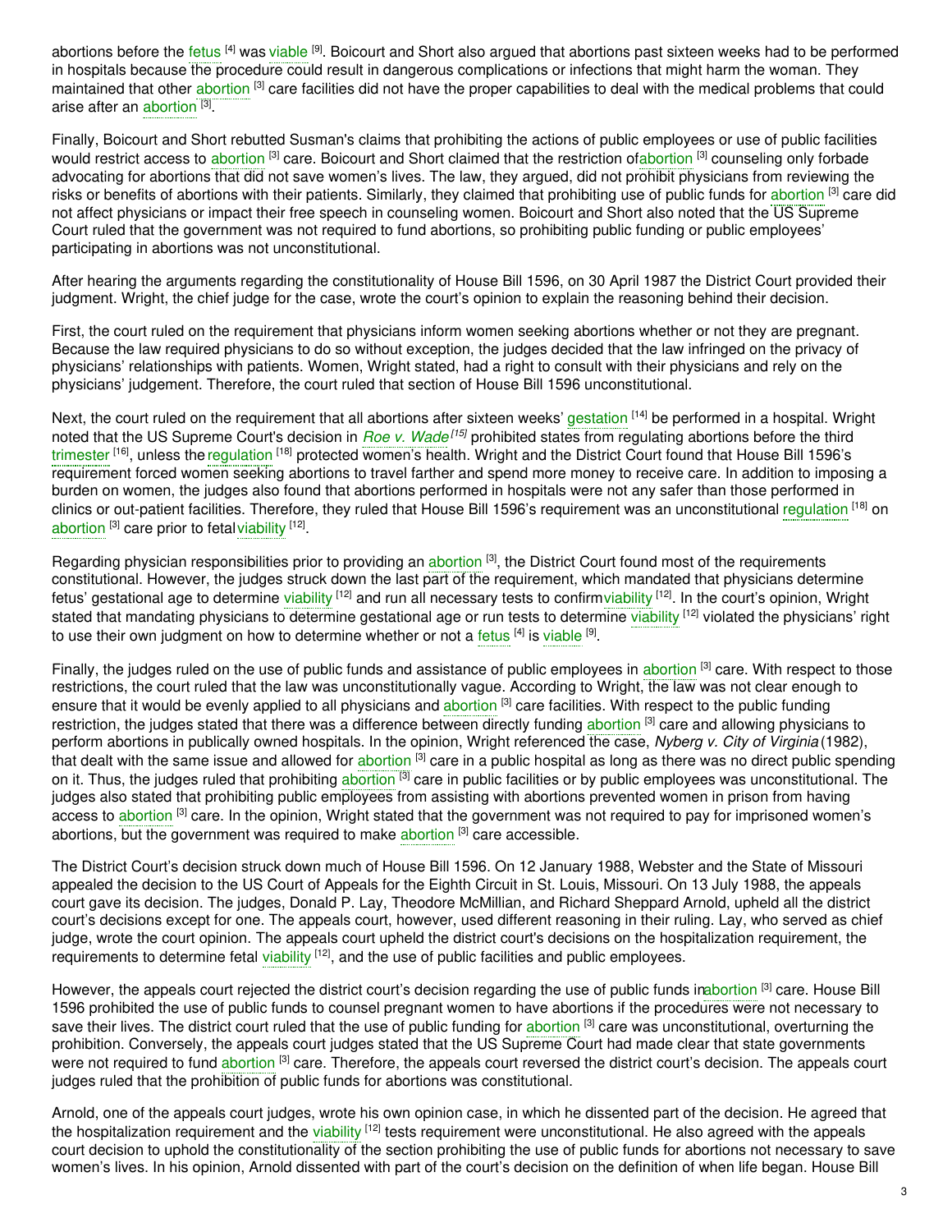abortions before the fetus [4] was viable [9]. Boicourt and Short also argued that abortions past sixteen weeks had to be performed in hospitals because the procedure could result in dangerous complications or infections that might harm the woman. They maintained that other abortion [3] care facilities did not have the proper capabilities to deal with the medical problems that could arise after an abortion [3].

Finally, Boicourt and Short rebutted Susman's claims that prohibiting the actions of public employees or use of public facilities would restrict access to abortion [3] care. Boicourt and Short claimed that the restriction ofabortion [3] counseling only forbade advocating for abortions that did not save women's lives. The law, they argued, did not prohibit physicians from reviewing the risks or benefits of abortions with their patients. Similarly, they claimed that prohibiting use of public funds for abortion [3] care did not affect physicians or impact their free speech in counseling women. Boicourt and Short also noted that the US Supreme Court ruled that the government was not required to fund abortions, so prohibiting public funding or public employees' participating in abortions was not unconstitutional.

After hearing the arguments regarding the constitutionality of House Bill 1596, on 30 April 1987 the District Court provided their judgment. Wright, the chief judge for the case, wrote the court's opinion to explain the reasoning behind their decision.

First, the court ruled on the requirement that physicians inform women seeking abortions whether or not they are pregnant. Because the law required physicians to do so without exception, the judges decided that the law infringed on the privacy of physicians' relationships with patients. Women, Wright stated, had a right to consult with their physicians and rely on the physicians' judgement. Therefore, the court ruled that section of House Bill 1596 unconstitutional.

Next, the court ruled on the requirement that all abortions after sixteen weeks' gestation [14] be performed in a hospital. Wright noted that the US Supreme Court's decision in *Roe v. Wade* [15] prohibited states from regulating abortions before the third trimester [16], unless the regulation [18] protected women's health. Wright and the District Court found that House Bill 1596's requirement forced women seeking abortions to travel farther and spend more money to receive care. In addition to imposing a burden on women, the judges also found that abortions performed in hospitals were not any safer than those performed in clinics or out-patient facilities. Therefore, they ruled that House Bill 1596's requirement was an unconstitutional regulation [18] on abortion [3] care prior to fetal viability [12].

Regarding physician responsibilities prior to providing an abortion [3], the District Court found most of the requirements constitutional. However, the judges struck down the last part of the requirement, which mandated that physicians determine fetus' gestational age to determine viability [12] and run all necessary tests to confirm viability [12]. In the court's opinion, Wright stated that mandating physicians to determine gestational age or run tests to determine viability [12] violated the physicians' right to use their own judgment on how to determine whether or not a fetus [4] is viable [9].

Finally, the judges ruled on the use of public funds and assistance of public employees in abortion [3] care. With respect to those restrictions, the court ruled that the law was unconstitutionally vague. According to Wright, the law was not clear enough to ensure that it would be evenly applied to all physicians and abortion [3] care facilities. With respect to the public funding restriction, the judges stated that there was a difference between directly funding abortion [3] care and allowing physicians to perform abortions in publically owned hospitals. In the opinion, Wright referenced the case, *Nyberg v. City of Virginia* (1982), that dealt with the same issue and allowed for abortion [3] care in a public hospital as long as there was no direct public spending on it. Thus, the judges ruled that prohibiting abortion [3] care in public facilities or by public employees was unconstitutional. The judges also stated that prohibiting public employees from assisting with abortions prevented women in prison from having access to abortion [3] care. In the opinion, Wright stated that the government was not required to pay for imprisoned women's abortions, but the government was required to make abortion [3] care accessible.

The District Court's decision struck down much of House Bill 1596. On 12 January 1988, Webster and the State of Missouri appealed the decision to the US Court of Appeals for the Eighth Circuit in St. Louis, Missouri. On 13 July 1988, the appeals court gave its decision. The judges, Donald P. Lay, Theodore McMillian, and Richard Sheppard Arnold, upheld all the district court's decisions except for one. The appeals court, however, used different reasoning in their ruling. Lay, who served as chief judge, wrote the court opinion. The appeals court upheld the district court's decisions on the hospitalization requirement, the requirements to determine fetal viability [12], and the use of public facilities and public employees.

However, the appeals court rejected the district court's decision regarding the use of public funds inabortion [3] care. House Bill 1596 prohibited the use of public funds to counsel pregnant women to have abortions if the procedures were not necessary to save their lives. The district court ruled that the use of public funding for abortion [3] care was unconstitutional, overturning the prohibition. Conversely, the appeals court judges stated that the US Supreme Court had made clear that state governments were not required to fund abortion [3] care. Therefore, the appeals court reversed the district court's decision. The appeals court judges ruled that the prohibition of public funds for abortions was constitutional.

Arnold, one of the appeals court judges, wrote his own opinion case, in which he dissented part of the decision. He agreed that the hospitalization requirement and the viability [12] tests requirement were unconstitutional. He also agreed with the appeals court decision to uphold the constitutionality of the section prohibiting the use of public funds for abortions not necessary to save women's lives. In his opinion, Arnold dissented with part of the court's decision on the definition of when life began. House Bill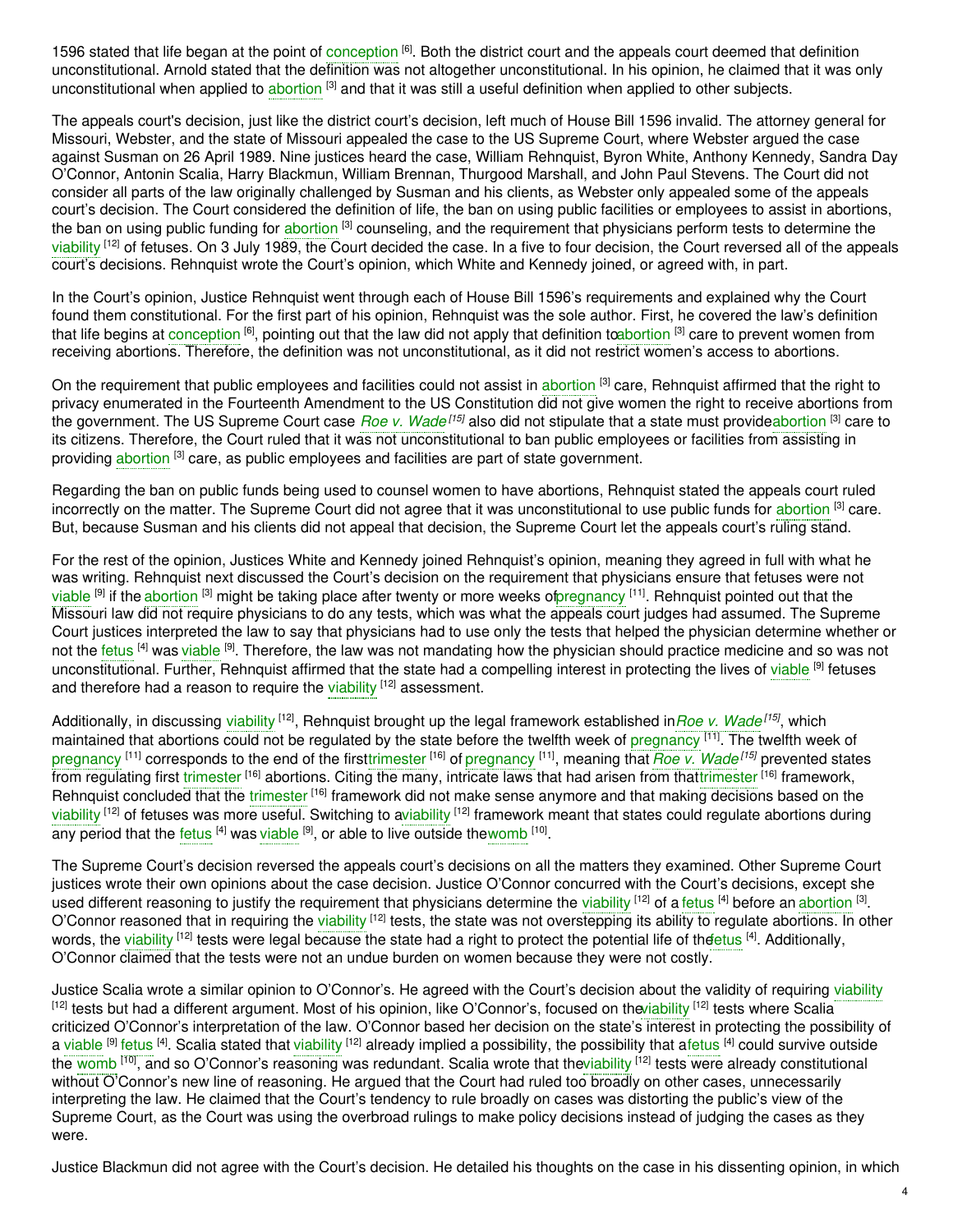1596 stated that life began at the point of conception [6]. Both the district court and the appeals court deemed that definition unconstitutional. Arnold stated that the definition was not altogether unconstitutional. In his opinion, he claimed that it was only unconstitutional when applied to abortion [3] and that it was still a useful definition when applied to other subjects.

The appeals court's decision, just like the district court's decision, left much of House Bill 1596 invalid. The attorney general for Missouri, Webster, and the state of Missouri appealed the case to the US Supreme Court, where Webster argued the case against Susman on 26 April 1989. Nine justices heard the case, William Rehnquist, Byron White, Anthony Kennedy, Sandra Day O'Connor, Antonin Scalia, Harry Blackmun, William Brennan, Thurgood Marshall, and John Paul Stevens. The Court did not consider all parts of the law originally challenged by Susman and his clients, as Webster only appealed some of the appeals court's decision. The Court considered the definition of life, the ban on using public facilities or employees to assist in abortions, the ban on using public funding for abortion [3] counseling, and the requirement that physicians perform tests to determine the viability [12] of fetuses. On 3 July 1989, the Court decided the case. In a five to four decision, the Court reversed all of the appeals court's decisions. Rehnquist wrote the Court's opinion, which White and Kennedy joined, or agreed with, in part.

In the Court's opinion, Justice Rehnquist went through each of House Bill 1596's requirements and explained why the Court found them constitutional. For the first part of his opinion, Rehnquist was the sole author. First, he covered the law's definition that life begins at conception [6], pointing out that the law did not apply that definition to abortion [3] care to prevent women from receiving abortions. Therefore, the definition was not unconstitutional, as it did not restrict women's access to abortions.

On the requirement that public employees and facilities could not assist in abortion [3] care, Rehnquist affirmed that the right to privacy enumerated in the Fourteenth Amendment to the US Constitution did not give women the right to receive abortions from the government. The US Supreme Court case *Roe v. Wade* [15] also did not stipulate that a state must provide abortion [3] care to its citizens. Therefore, the Court ruled that it was not unconstitutional to ban public employees or facilities from assisting in providing abortion [3] care, as public employees and facilities are part of state government.

Regarding the ban on public funds being used to counsel women to have abortions, Rehnquist stated the appeals court ruled incorrectly on the matter. The Supreme Court did not agree that it was unconstitutional to use public funds for abortion [3] care. But, because Susman and his clients did not appeal that decision, the Supreme Court let the appeals court's ruling stand.

For the rest of the opinion, Justices White and Kennedy joined Rehnquist's opinion, meaning they agreed in full with what he was writing. Rehnquist next discussed the Court's decision on the requirement that physicians ensure that fetuses were not viable [9] if the abortion [3] might be taking place after twenty or more weeks of pregnancy [11]. Rehnquist pointed out that the Missouri law did not require physicians to do any tests, which was what the appeals court judges had assumed. The Supreme Court justices interpreted the law to say that physicians had to use only the tests that helped the physician determine whether or not the fetus [4] was viable [9]. Therefore, the law was not mandating how the physician should practice medicine and so was not unconstitutional. Further, Rehnquist affirmed that the state had a compelling interest in protecting the lives of viable [9] fetuses and therefore had a reason to require the viability [12] assessment.

Additionally, in discussing viability [12], Rehnquist brought up the legal framework established in *Roe v. Wade* [15], which maintained that abortions could not be regulated by the state before the twelfth week of pregnancy [11]. The twelfth week of pregnancy [11] corresponds to the end of the first trimester [16] of pregnancy [11], meaning that *Roe v. Wade* [15] prevented states from regulating first trimester [16] abortions. Citing the many, intricate laws that had arisen from that trimester [16] framework, Rehnquist concluded that the trimester [16] framework did not make sense anymore and that making decisions based on the viability [12] of fetuses was more useful. Switching to a viability [12] framework meant that states could regulate abortions during any period that the fetus [4] was viable [9], or able to live outside the womb [10].

The Supreme Court's decision reversed the appeals court's decisions on all the matters they examined. Other Supreme Court justices wrote their own opinions about the case decision. Justice O'Connor concurred with the Court's decisions, except she used different reasoning to justify the requirement that physicians determine the viability [12] of a fetus [4] before an abortion [3]. O'Connor reasoned that in requiring the viability [12] tests, the state was not overstepping its ability to regulate abortions. In other words, the viability [12] tests were legal because the state had a right to protect the potential life of the fetus [4]. Additionally, O'Connor claimed that the tests were not an undue burden on women because they were not costly.

Justice Scalia wrote a similar opinion to O'Connor's. He agreed with the Court's decision about the validity of requiring viability [12] tests but had a different argument. Most of his opinion, like O'Connor's, focused on the viability [12] tests where Scalia criticized O'Connor's interpretation of the law. O'Connor based her decision on the state's interest in protecting the possibility of a viable [9] fetus [4]. Scalia stated that viability [12] already implied a possibility, the possibility that a fetus [4] could survive outside the womb [10], and so O'Connor's reasoning was redundant. Scalia wrote that the viability [12] tests were already constitutional without O'Connor's new line of reasoning. He argued that the Court had ruled too broadly on other cases, unnecessarily interpreting the law. He claimed that the Court's tendency to rule broadly on cases was distorting the public's view of the Supreme Court, as the Court was using the overbroad rulings to make policy decisions instead of judging the cases as they were.

Justice Blackmun did not agree with the Court's decision. He detailed his thoughts on the case in his dissenting opinion, in which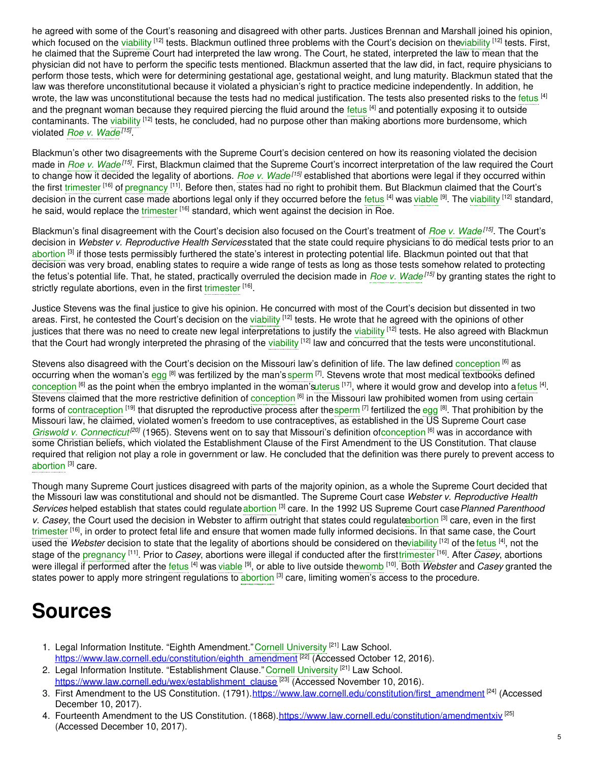he agreed with some of the Court's reasoning and disagreed with other parts. Justices Brennan and Marshall joined his opinion, which focused on the viability [12] tests. Blackmun outlined three problems with the Court's decision on the viability [12] tests. First, he claimed that the Supreme Court had interpreted the law wrong. The Court, he stated, interpreted the law to mean that the physician did not have to perform the specific tests mentioned. Blackmun asserted that the law did, in fact, require physicians to perform those tests, which were for determining gestational age, gestational weight, and lung maturity. Blackmun stated that the law was therefore unconstitutional because it violated a physician's right to practice medicine independently. In addition, he wrote, the law was unconstitutional because the tests had no medical justification. The tests also presented risks to the fetus [4] and the pregnant woman because they required piercing the fluid around the fetus [4] and potentially exposing it to outside contaminants. The viability [12] tests, he concluded, had no purpose other than making abortions more burdensome, which violated *Roe v. Wade* [15].

Blackmun's other two disagreements with the Supreme Court's decision centered on how its reasoning violated the decision made in *Roe v. Wade* [15]. First, Blackmun claimed that the Supreme Court's incorrect interpretation of the law required the Court to change how it decided the legality of abortions. *Roe v. Wade* [15] established that abortions were legal if they occurred within the first trimester [16] of pregnancy [11]. Before then, states had no right to prohibit them. But Blackmun claimed that the Court's decision in the current case made abortions legal only if they occurred before the fetus [4] was viable [9]. The viability [12] standard, he said, would replace the trimester [16] standard, which went against the decision in Roe.

Blackmun's final disagreement with the Court's decision also focused on the Court's treatment of *Roe v. Wade* [15]. The Court's decision in *Webster v. Reproductive Health Services* stated that the state could require physicians to do medical tests prior to an abortion [3] if those tests permissibly furthered the state's interest in protecting potential life. Blackmun pointed out that that decision was very broad, enabling states to require a wide range of tests as long as those tests somehow related to protecting the fetus's potential life. That, he stated, practically overruled the decision made in *Roe v. Wade* [15] by granting states the right to strictly regulate abortions, even in the first trimester [16].

Justice Stevens was the final justice to give his opinion. He concurred with most of the Court's decision but dissented in two areas. First, he contested the Court's decision on the viability [12] tests. He wrote that he agreed with the opinions of other justices that there was no need to create new legal interpretations to justify the viability [12] tests. He also agreed with Blackmun that the Court had wrongly interpreted the phrasing of the viability [12] law and concurred that the tests were unconstitutional.

Stevens also disagreed with the Court's decision on the Missouri law's definition of life. The law defined conception [6] as occurring when the woman's egg [8] was fertilized by the man's sperm [7]. Stevens wrote that most medical textbooks defined conception [6] as the point when the embryo implanted in the woman's uterus [17], where it would grow and develop into a fetus [4]. Stevens claimed that the more restrictive definition of conception [6] in the Missouri law prohibited women from using certain forms of contraception [19] that disrupted the reproductive process after the sperm [7] fertilized the egg [8]. That prohibition by the Missouri law, he claimed, violated women's freedom to use contraceptives, as established in the US Supreme Court case *Griswold v. Connecticut* [20] (1965). Stevens went on to say that Missouri's definition of conception [6] was in accordance with some Christian beliefs, which violated the Establishment Clause of the First Amendment to the US Constitution. That clause required that religion not play a role in government or law. He concluded that the definition was there purely to prevent access to abortion [3] care.

Though many Supreme Court justices disagreed with parts of the majority opinion, as a whole the Supreme Court decided that the Missouri law was constitutional and should not be dismantled. The Supreme Court case *Webster v. Reproductive Health Services* helped establish that states could regulate abortion [3] care. In the 1992 US Supreme Court case *Planned Parenthood v. Casey*, the Court used the decision in Webster to affirm outright that states could regulate abortion [3] care, even in the first trimester [16], in order to protect fetal life and ensure that women made fully informed decisions. In that same case, the Court used the *Webster* decision to state that the legality of abortions should be considered on the viability [12] of the fetus [4], not the stage of the pregnancy [11]. Prior to *Casey*, abortions were illegal if conducted after the first trimester [16]. After *Casey*, abortions were illegal if performed after the fetus [4] was viable [9], or able to live outside the womb [10]. Both *Webster* and *Casey* granted the states power to apply more stringent regulations to abortion [3] care, limiting women's access to the procedure.

# Sources

1. Legal Information Institute. "Eighth Amendment." Cornell University [21] Law School. https://www.law.cornell.edu/constitution/eighth_amendment [22] (Accessed October 12, 2016).
2. Legal Information Institute. "Establishment Clause." Cornell University [21] Law School. https://www.law.cornell.edu/wex/establishment_clause [23] (Accessed November 10, 2016).
3. First Amendment to the US Constitution. (1791). https://www.law.cornell.edu/constitution/first_amendment [24] (Accessed December 10, 2017).
4. Fourteenth Amendment to the US Constitution. (1868). https://www.law.cornell.edu/constitution/amendmentxiv [25] (Accessed December 10, 2017).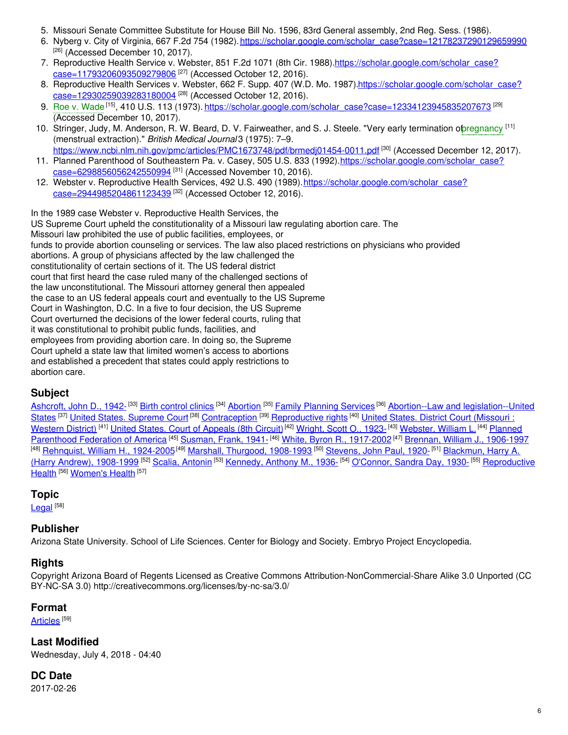5. Missouri Senate Committee Substitute for House Bill No. 1596, 83rd General assembly, 2nd Reg. Sess. (1986).
6. Nyberg v. City of Virginia, 667 F.2d 754 (1982). https://scholar.google.com/scholar_case?case=12178237290129659990 [26] (Accessed December 10, 2017).
7. Reproductive Health Service v. Webster, 851 F.2d 1071 (8th Cir. 1988). https://scholar.google.com/scholar_case?case=11793206093509279806 [27] (Accessed October 12, 2016).
8. Reproductive Health Services v. Webster, 662 F. Supp. 407 (W.D. Mo. 1987). https://scholar.google.com/scholar_case?case=12930259039283180004 [28] (Accessed October 12, 2016).
9. Roe v. Wade [15], 410 U.S. 113 (1973). https://scholar.google.com/scholar_case?case=12334123945835207673 [29] (Accessed December 10, 2017).
10. Stringer, Judy, M. Anderson, R. W. Beard, D. V. Fairweather, and S. J. Steele. "Very early termination of pregnancy [11] (menstrual extraction)." *British Medical Journal* 3 (1975): 7–9. https://www.ncbi.nlm.nih.gov/pmc/articles/PMC1673748/pdf/brmedj01454-0011.pdf [30] (Accessed December 12, 2017).
11. Planned Parenthood of Southeastern Pa. v. Casey, 505 U.S. 833 (1992). https://scholar.google.com/scholar_case?case=6298856056242550994 [31] (Accessed November 10, 2016).
12. Webster v. Reproductive Health Services, 492 U.S. 490 (1989). https://scholar.google.com/scholar_case?case=2944985204861123439 [32] (Accessed October 12, 2016).

In the 1989 case Webster v. Reproductive Health Services, the US Supreme Court upheld the constitutionality of a Missouri law regulating abortion care. The Missouri law prohibited the use of public facilities, employees, or funds to provide abortion counseling or services. The law also placed restrictions on physicians who provided abortions. A group of physicians affected by the law challenged the constitutionality of certain sections of it. The US federal district court that first heard the case ruled many of the challenged sections of the law unconstitutional. The Missouri attorney general then appealed the case to an US federal appeals court and eventually to the US Supreme Court in Washington, D.C. In a five to four decision, the US Supreme Court overturned the decisions of the lower federal courts, ruling that it was constitutional to prohibit public funds, facilities, and employees from providing abortion care. In doing so, the Supreme Court upheld a state law that limited women's access to abortions and established a precedent that states could apply restrictions to abortion care.

## Subject

Ashcroft, John D., 1942- [33] Birth control clinics [34] Abortion [35] Family Planning Services [36] Abortion--Law and legislation--United States [37] United States. Supreme Court [38] Contraception [39] Reproductive rights [40] United States. District Court (Missouri : Western District) [41] United States. Court of Appeals (8th Circuit) [42] Wright, Scott O., 1923- [43] Webster, William L. [44] Planned Parenthood Federation of America [45] Susman, Frank, 1941- [46] White, Byron R., 1917-2002 [47] Brennan, William J., 1906-1997 [48] Rehnquist, William H., 1924-2005 [49] Marshall, Thurgood, 1908-1993 [50] Stevens, John Paul, 1920- [51] Blackmun, Harry A. (Harry Andrew), 1908-1999 [52] Scalia, Antonin [53] Kennedy, Anthony M., 1936- [54] O'Connor, Sandra Day, 1930- [55] Reproductive Health [56] Women's Health [57]

## Topic

Legal [58]

## Publisher

Arizona State University. School of Life Sciences. Center for Biology and Society. Embryo Project Encyclopedia.

## Rights

Copyright Arizona Board of Regents Licensed as Creative Commons Attribution-NonCommercial-Share Alike 3.0 Unported (CC BY-NC-SA 3.0) http://creativecommons.org/licenses/by-nc-sa/3.0/

## Format

Articles [59]

## Last Modified

Wednesday, July 4, 2018 - 04:40

## DC Date

2017-02-26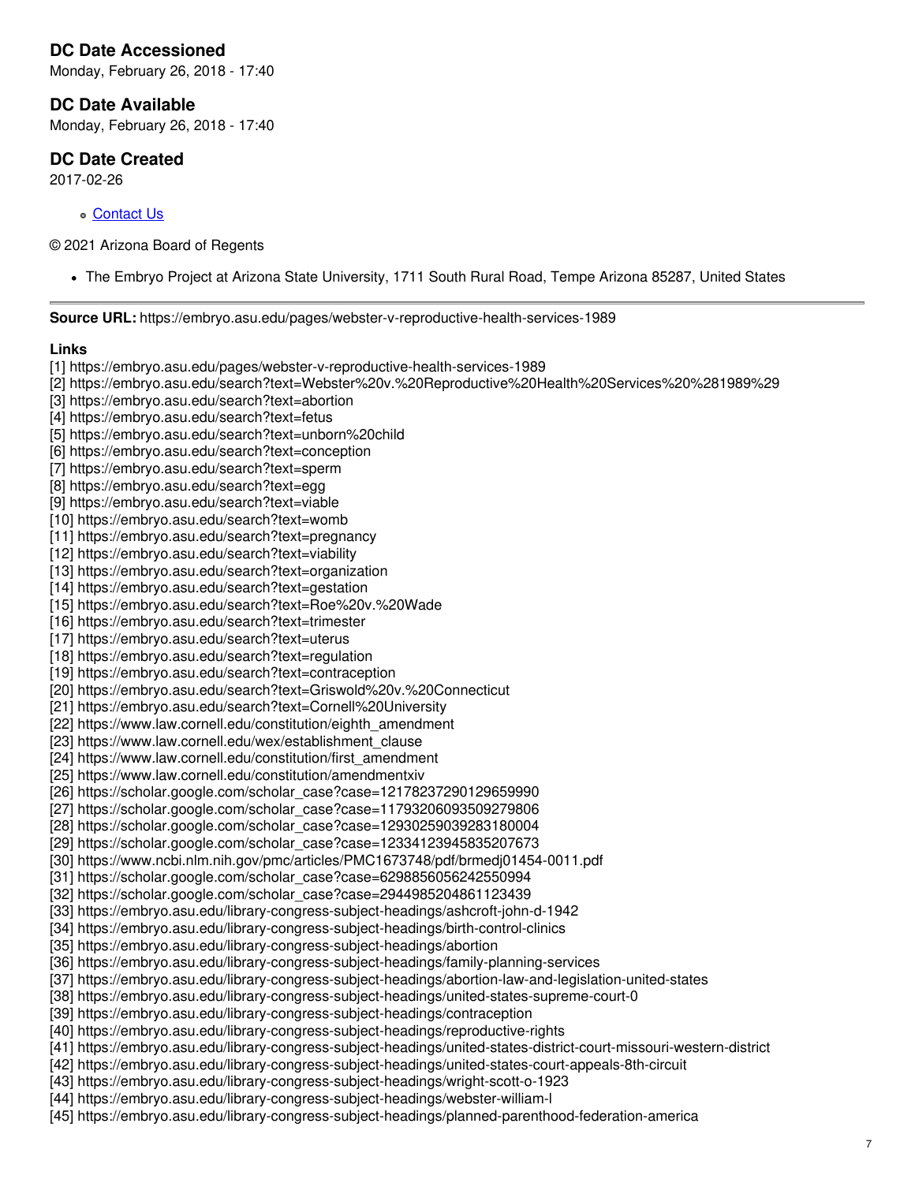### DC Date Accessioned

Monday, February 26, 2018 - 17:40

### DC Date Available

Monday, February 26, 2018 - 17:40

### DC Date Created

2017-02-26

- Contact Us

© 2021 Arizona Board of Regents

- The Embryo Project at Arizona State University, 1711 South Rural Road, Tempe Arizona 85287, United States

---

**Source URL:** https://embryo.asu.edu/pages/webster-v-reproductive-health-services-1989

**Links**

[1] https://embryo.asu.edu/pages/webster-v-reproductive-health-services-1989
[2] https://embryo.asu.edu/search?text=Webster%20v.%20Reproductive%20Health%20Services%20%281989%29
[3] https://embryo.asu.edu/search?text=abortion
[4] https://embryo.asu.edu/search?text=fetus
[5] https://embryo.asu.edu/search?text=unborn%20child
[6] https://embryo.asu.edu/search?text=conception
[7] https://embryo.asu.edu/search?text=sperm
[8] https://embryo.asu.edu/search?text=egg
[9] https://embryo.asu.edu/search?text=viable
[10] https://embryo.asu.edu/search?text=womb
[11] https://embryo.asu.edu/search?text=pregnancy
[12] https://embryo.asu.edu/search?text=viability
[13] https://embryo.asu.edu/search?text=organization
[14] https://embryo.asu.edu/search?text=gestation
[15] https://embryo.asu.edu/search?text=Roe%20v.%20Wade
[16] https://embryo.asu.edu/search?text=trimester
[17] https://embryo.asu.edu/search?text=uterus
[18] https://embryo.asu.edu/search?text=regulation
[19] https://embryo.asu.edu/search?text=contraception
[20] https://embryo.asu.edu/search?text=Griswold%20v.%20Connecticut
[21] https://embryo.asu.edu/search?text=Cornell%20University
[22] https://www.law.cornell.edu/constitution/eighth_amendment
[23] https://www.law.cornell.edu/wex/establishment_clause
[24] https://www.law.cornell.edu/constitution/first_amendment
[25] https://www.law.cornell.edu/constitution/amendmentxiv
[26] https://scholar.google.com/scholar_case?case=12178237290129659990
[27] https://scholar.google.com/scholar_case?case=11793206093509279806
[28] https://scholar.google.com/scholar_case?case=12930259039283180004
[29] https://scholar.google.com/scholar_case?case=12334123945835207673
[30] https://www.ncbi.nlm.nih.gov/pmc/articles/PMC1673748/pdf/brmedj01454-0011.pdf
[31] https://scholar.google.com/scholar_case?case=6298856056242550994
[32] https://scholar.google.com/scholar_case?case=2944985204861123439
[33] https://embryo.asu.edu/library-congress-subject-headings/ashcroft-john-d-1942
[34] https://embryo.asu.edu/library-congress-subject-headings/birth-control-clinics
[35] https://embryo.asu.edu/library-congress-subject-headings/abortion
[36] https://embryo.asu.edu/library-congress-subject-headings/family-planning-services
[37] https://embryo.asu.edu/library-congress-subject-headings/abortion-law-and-legislation-united-states
[38] https://embryo.asu.edu/library-congress-subject-headings/united-states-supreme-court-0
[39] https://embryo.asu.edu/library-congress-subject-headings/contraception
[40] https://embryo.asu.edu/library-congress-subject-headings/reproductive-rights
[41] https://embryo.asu.edu/library-congress-subject-headings/united-states-district-court-missouri-western-district
[42] https://embryo.asu.edu/library-congress-subject-headings/united-states-court-appeals-8th-circuit
[43] https://embryo.asu.edu/library-congress-subject-headings/wright-scott-o-1923
[44] https://embryo.asu.edu/library-congress-subject-headings/webster-william-l
[45] https://embryo.asu.edu/library-congress-subject-headings/planned-parenthood-federation-america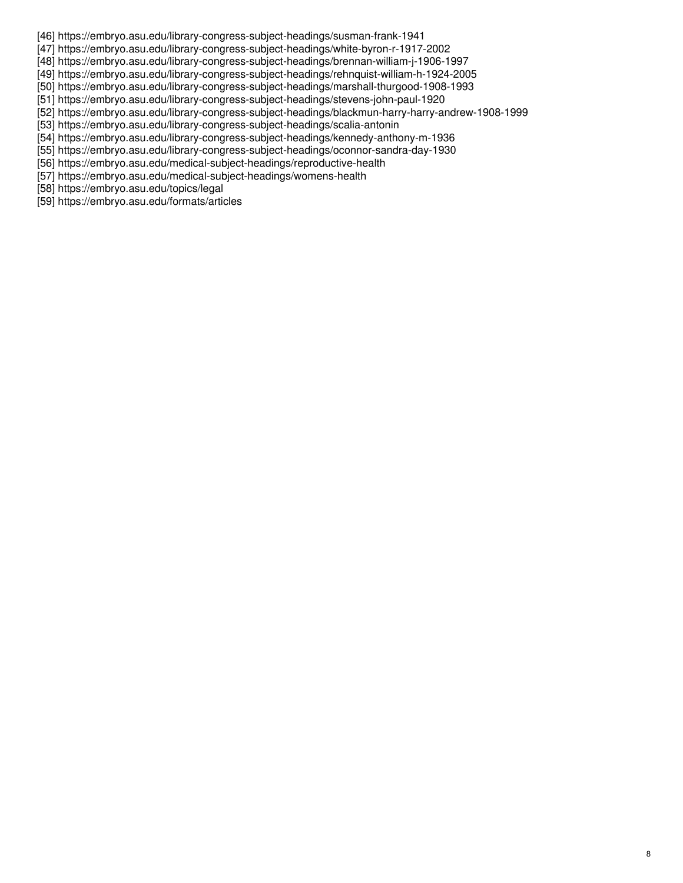[46] https://embryo.asu.edu/library-congress-subject-headings/susman-frank-1941
[47] https://embryo.asu.edu/library-congress-subject-headings/white-byron-r-1917-2002
[48] https://embryo.asu.edu/library-congress-subject-headings/brennan-william-j-1906-1997
[49] https://embryo.asu.edu/library-congress-subject-headings/rehnquist-william-h-1924-2005
[50] https://embryo.asu.edu/library-congress-subject-headings/marshall-thurgood-1908-1993
[51] https://embryo.asu.edu/library-congress-subject-headings/stevens-john-paul-1920
[52] https://embryo.asu.edu/library-congress-subject-headings/blackmun-harry-harry-andrew-1908-1999
[53] https://embryo.asu.edu/library-congress-subject-headings/scalia-antonin
[54] https://embryo.asu.edu/library-congress-subject-headings/kennedy-anthony-m-1936
[55] https://embryo.asu.edu/library-congress-subject-headings/oconnor-sandra-day-1930
[56] https://embryo.asu.edu/medical-subject-headings/reproductive-health
[57] https://embryo.asu.edu/medical-subject-headings/womens-health
[58] https://embryo.asu.edu/topics/legal
[59] https://embryo.asu.edu/formats/articles